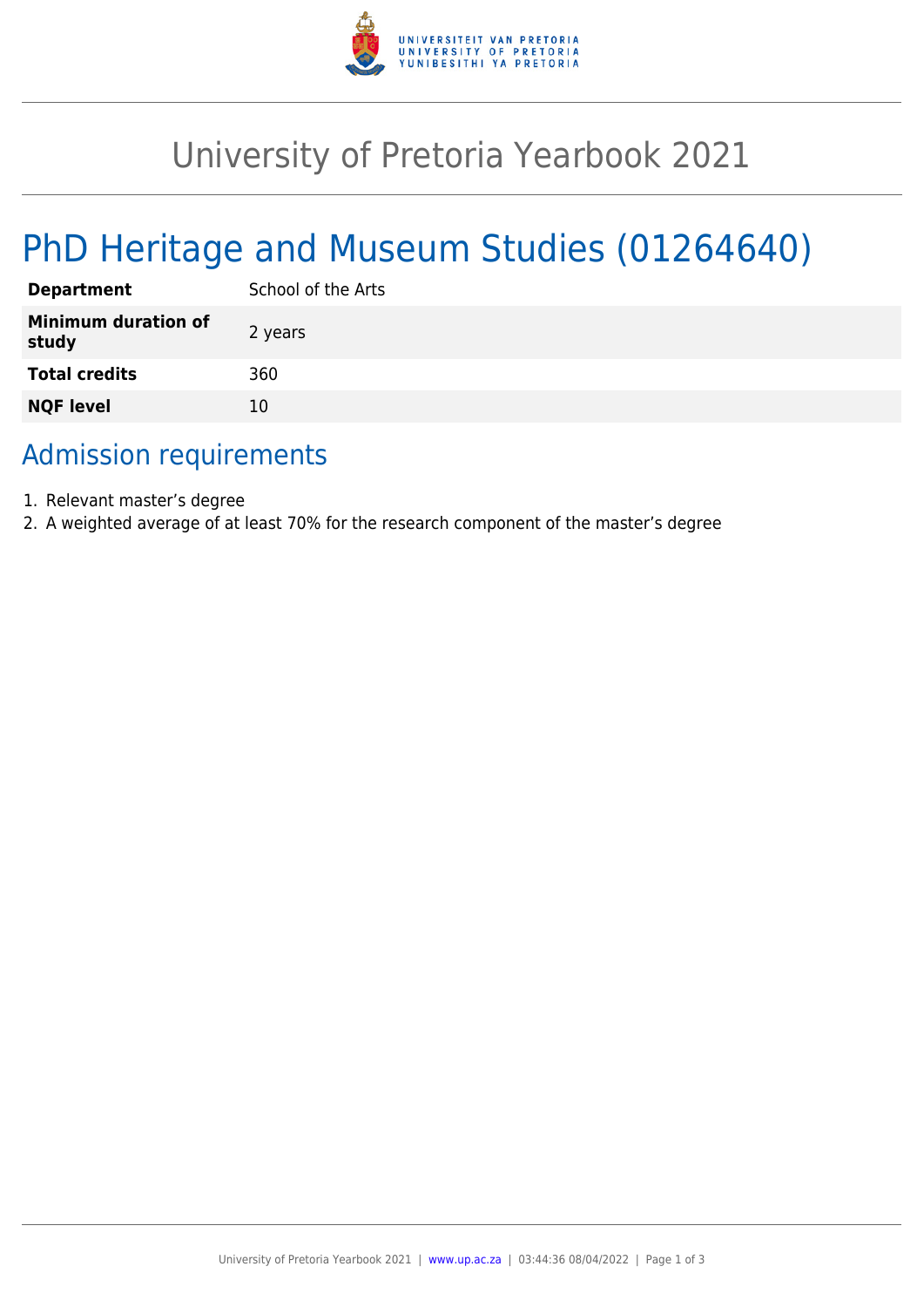# University of Pretoria Yearbook 2021

## PhD Heritage and Museum Studies (01264640)

| | |
|---|---|
| **Department** | School of the Arts |
| **Minimum duration of study** | 2 years |
| **Total credits** | 360 |
| **NQF level** | 10 |

## Admission requirements

1. Relevant master's degree
2. A weighted average of at least 70% for the research component of the master's degree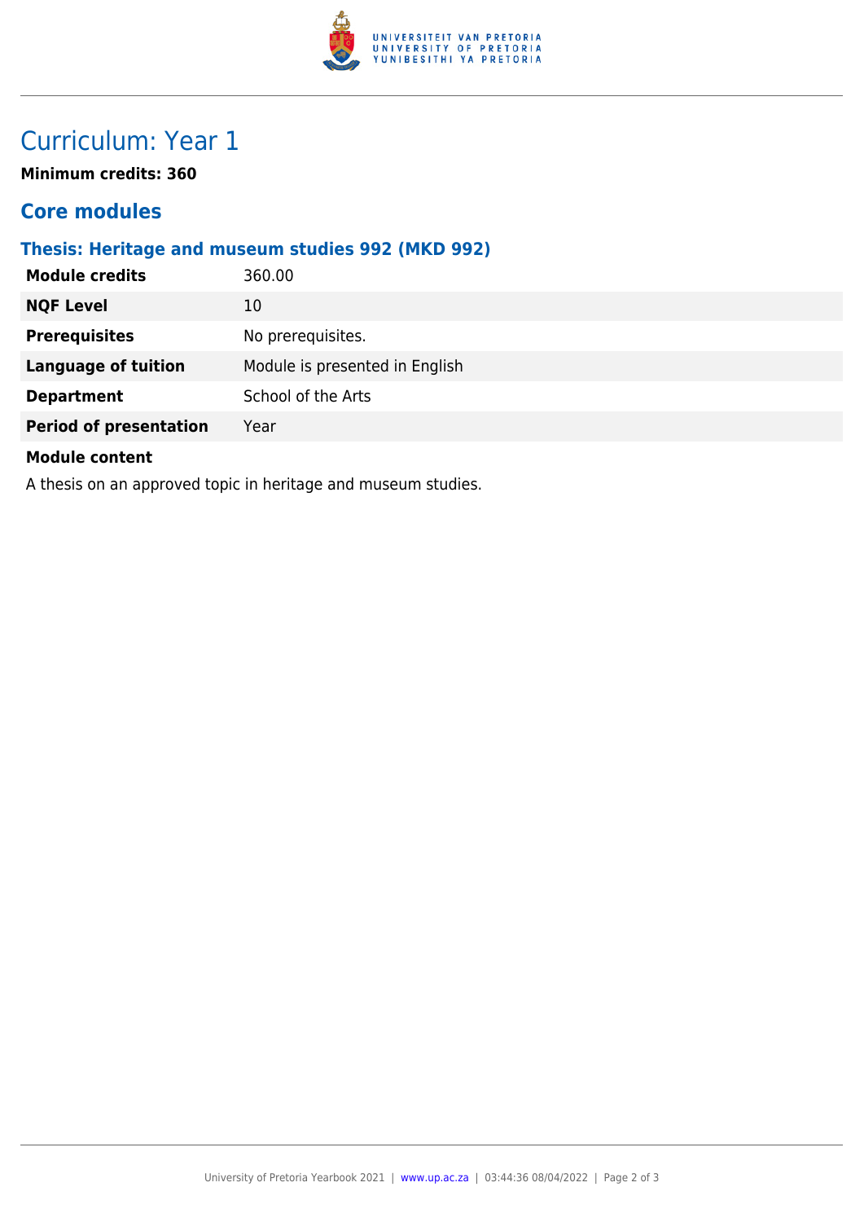# Curriculum: Year 1

**Minimum credits: 360**

## Core modules

### Thesis: Heritage and museum studies 992 (MKD 992)

| | |
|---|---|
| **Module credits** | 360.00 |
| **NQF Level** | 10 |
| **Prerequisites** | No prerequisites. |
| **Language of tuition** | Module is presented in English |
| **Department** | School of the Arts |
| **Period of presentation** | Year |

**Module content**

A thesis on an approved topic in heritage and museum studies.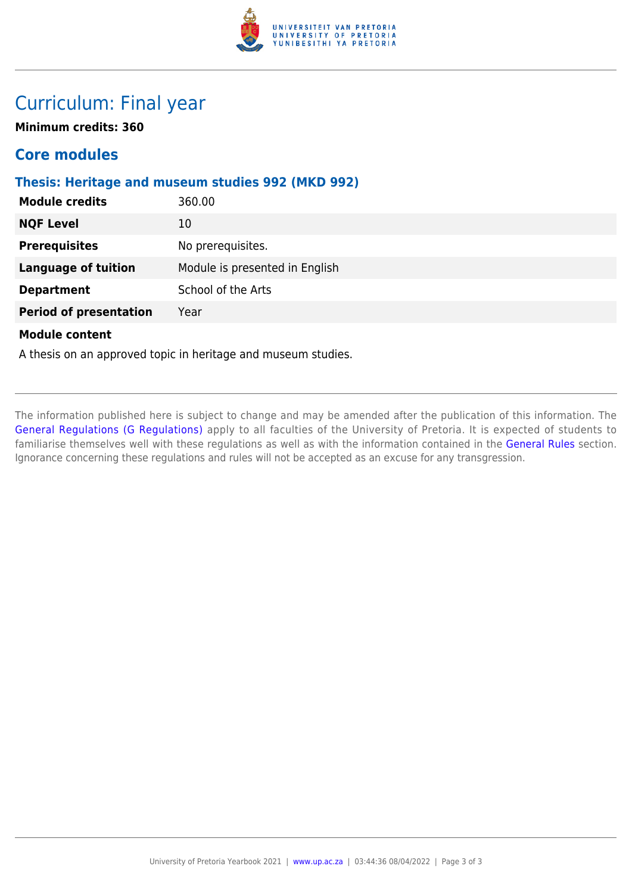# Curriculum: Final year

**Minimum credits: 360**

## Core modules

### Thesis: Heritage and museum studies 992 (MKD 992)

| | |
|---|---|
| **Module credits** | 360.00 |
| **NQF Level** | 10 |
| **Prerequisites** | No prerequisites. |
| **Language of tuition** | Module is presented in English |
| **Department** | School of the Arts |
| **Period of presentation** | Year |

**Module content**

A thesis on an approved topic in heritage and museum studies.

The information published here is subject to change and may be amended after the publication of this information. The General Regulations (G Regulations) apply to all faculties of the University of Pretoria. It is expected of students to familiarise themselves well with these regulations as well as with the information contained in the General Rules section. Ignorance concerning these regulations and rules will not be accepted as an excuse for any transgression.